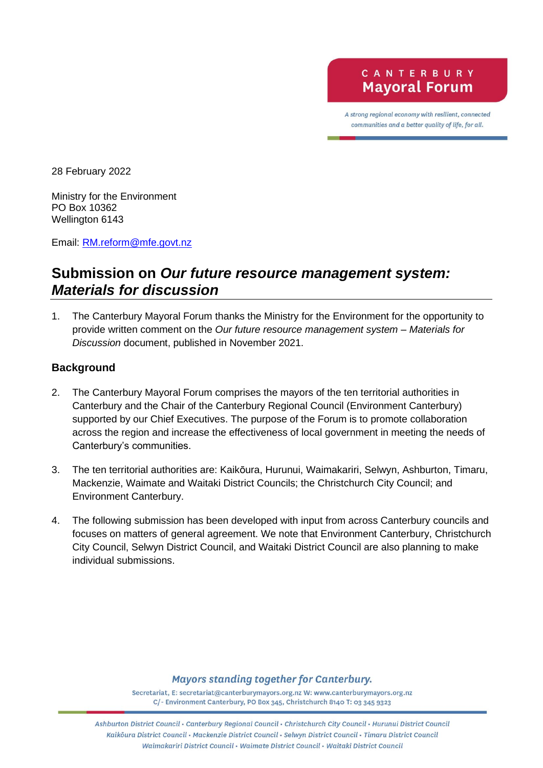CANTERBURY Mayoral Forum

*A strong regional economy with resilient, connected communities and a better quality of life, for all.*

28 February 2022

Ministry for the Environment
PO Box 10362
Wellington 6143

Email: RM.reform@mfe.govt.nz

## Submission on *Our future resource management system: Materials for discussion*

1. The Canterbury Mayoral Forum thanks the Ministry for the Environment for the opportunity to provide written comment on the *Our future resource management system – Materials for Discussion* document, published in November 2021.

### Background

2. The Canterbury Mayoral Forum comprises the mayors of the ten territorial authorities in Canterbury and the Chair of the Canterbury Regional Council (Environment Canterbury) supported by our Chief Executives. The purpose of the Forum is to promote collaboration across the region and increase the effectiveness of local government in meeting the needs of Canterbury's communities.

3. The ten territorial authorities are: Kaikōura, Hurunui, Waimakariri, Selwyn, Ashburton, Timaru, Mackenzie, Waimate and Waitaki District Councils; the Christchurch City Council; and Environment Canterbury.

4. The following submission has been developed with input from across Canterbury councils and focuses on matters of general agreement. We note that Environment Canterbury, Christchurch City Council, Selwyn District Council, and Waitaki District Council are also planning to make individual submissions.

*Mayors standing together for Canterbury.*

Secretariat, E: secretariat@canterburymayors.org.nz W: www.canterburymayors.org.nz
C/- Environment Canterbury, PO Box 345, Christchurch 8140 T: 03 345 9323

Ashburton District Council • Canterbury Regional Council • Christchurch City Council • Hurunui District Council
Kaikōura District Council • Mackenzie District Council • Selwyn District Council • Timaru District Council
Waimakariri District Council • Waimate District Council • Waitaki District Council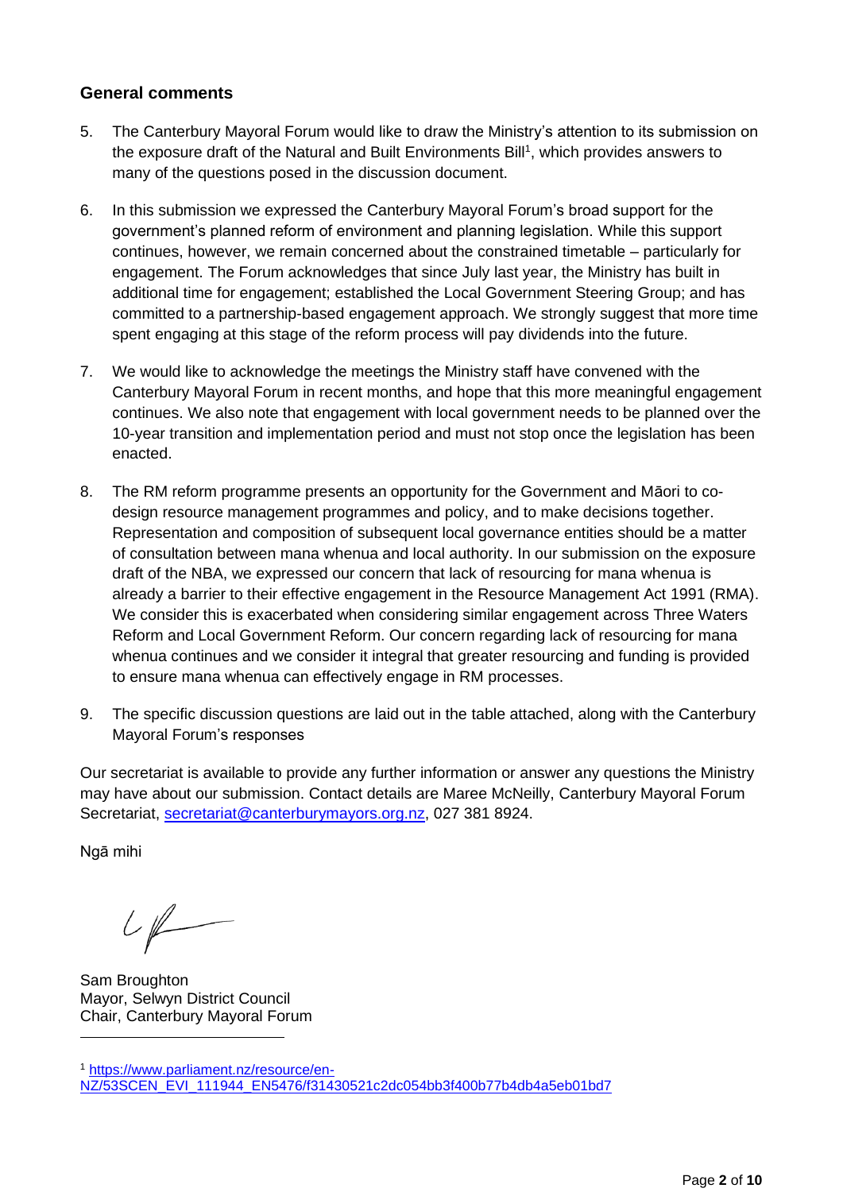## General comments

5. The Canterbury Mayoral Forum would like to draw the Ministry's attention to its submission on the exposure draft of the Natural and Built Environments Bill[1], which provides answers to many of the questions posed in the discussion document.

6. In this submission we expressed the Canterbury Mayoral Forum's broad support for the government's planned reform of environment and planning legislation. While this support continues, however, we remain concerned about the constrained timetable – particularly for engagement. The Forum acknowledges that since July last year, the Ministry has built in additional time for engagement; established the Local Government Steering Group; and has committed to a partnership-based engagement approach. We strongly suggest that more time spent engaging at this stage of the reform process will pay dividends into the future.

7. We would like to acknowledge the meetings the Ministry staff have convened with the Canterbury Mayoral Forum in recent months, and hope that this more meaningful engagement continues. We also note that engagement with local government needs to be planned over the 10-year transition and implementation period and must not stop once the legislation has been enacted.

8. The RM reform programme presents an opportunity for the Government and Māori to co-design resource management programmes and policy, and to make decisions together. Representation and composition of subsequent local governance entities should be a matter of consultation between mana whenua and local authority. In our submission on the exposure draft of the NBA, we expressed our concern that lack of resourcing for mana whenua is already a barrier to their effective engagement in the Resource Management Act 1991 (RMA). We consider this is exacerbated when considering similar engagement across Three Waters Reform and Local Government Reform. Our concern regarding lack of resourcing for mana whenua continues and we consider it integral that greater resourcing and funding is provided to ensure mana whenua can effectively engage in RM processes.

9. The specific discussion questions are laid out in the table attached, along with the Canterbury Mayoral Forum's responses

Our secretariat is available to provide any further information or answer any questions the Ministry may have about our submission. Contact details are Maree McNeilly, Canterbury Mayoral Forum Secretariat, secretariat@canterburymayors.org.nz, 027 381 8924.

Ngā mihi

Sam Broughton
Mayor, Selwyn District Council
Chair, Canterbury Mayoral Forum

---

[1] https://www.parliament.nz/resource/en-NZ/53SCEN_EVI_111944_EN5476/f31430521c2dc054bb3f400b77b4db4a5eb01bd7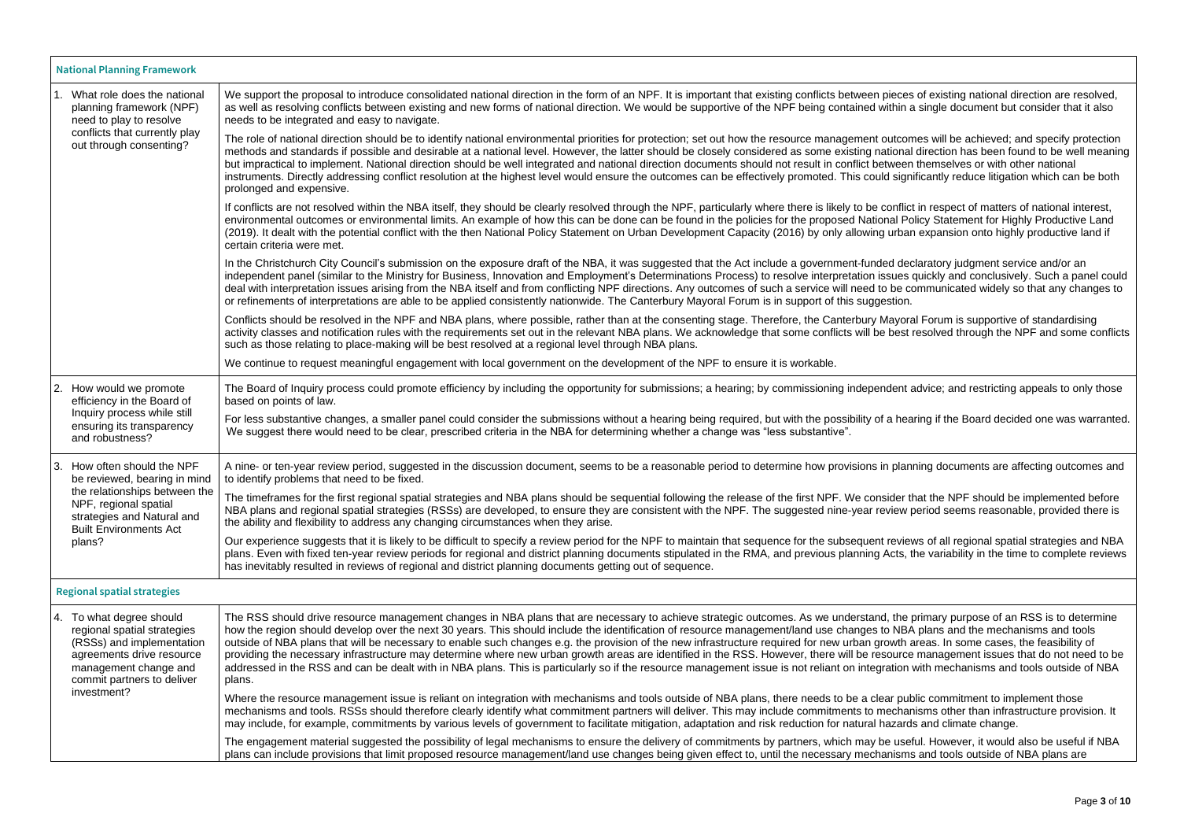| National Planning Framework | |
|---|---|
| 1. What role does the national planning framework (NPF) need to play to resolve conflicts that currently play out through consenting? | We support the proposal to introduce consolidated national direction in the form of an NPF. It is important that existing conflicts between pieces of existing national direction are resolved, as well as resolving conflicts between existing and new forms of national direction. We would be supportive of the NPF being contained within a single document but consider that it also needs to be integrated and easy to navigate.<br><br>The role of national direction should be to identify national environmental priorities for protection; set out how the resource management outcomes will be achieved; and specify protection methods and standards if possible and desirable at a national level. However, the latter should be closely considered as some existing national direction has been found to be well meaning but impractical to implement. National direction should be well integrated and national direction documents should not result in conflict between themselves or with other national instruments. Directly addressing conflict resolution at the highest level would ensure the outcomes can be effectively promoted. This could significantly reduce litigation which can be both prolonged and expensive.<br><br>If conflicts are not resolved within the NBA itself, they should be clearly resolved through the NPF, particularly where there is likely to be conflict in respect of matters of national interest, environmental outcomes or environmental limits. An example of how this can be done can be found in the policies for the proposed National Policy Statement for Highly Productive Land (2019). It dealt with the potential conflict with the then National Policy Statement on Urban Development Capacity (2016) by only allowing urban expansion onto highly productive land if certain criteria were met.<br><br>In the Christchurch City Council's submission on the exposure draft of the NBA, it was suggested that the Act include a government-funded declaratory judgment service and/or an independent panel (similar to the Ministry for Business, Innovation and Employment's Determinations Process) to resolve interpretation issues quickly and conclusively. Such a panel could deal with interpretation issues arising from the NBA itself and from conflicting NPF directions. Any outcomes of such a service will need to be communicated widely so that any changes to or refinements of interpretations are able to be applied consistently nationwide. The Canterbury Mayoral Forum is in support of this suggestion.<br><br>Conflicts should be resolved in the NPF and NBA plans, where possible, rather than at the consenting stage. Therefore, the Canterbury Mayoral Forum is supportive of standardising activity classes and notification rules with the requirements set out in the relevant NBA plans. We acknowledge that some conflicts will be best resolved through the NPF and some conflicts such as those relating to place-making will be best resolved at a regional level through NBA plans.<br><br>We continue to request meaningful engagement with local government on the development of the NPF to ensure it is workable. |
| 2. How would we promote efficiency in the Board of Inquiry process while still ensuring its transparency and robustness? | The Board of Inquiry process could promote efficiency by including the opportunity for submissions; a hearing; by commissioning independent advice; and restricting appeals to only those based on points of law.<br><br>For less substantive changes, a smaller panel could consider the submissions without a hearing being required, but with the possibility of a hearing if the Board decided one was warranted. We suggest there would need to be clear, prescribed criteria in the NBA for determining whether a change was "less substantive". |
| 3. How often should the NPF be reviewed, bearing in mind the relationships between the NPF, regional spatial strategies and Natural and Built Environments Act plans? | A nine- or ten-year review period, suggested in the discussion document, seems to be a reasonable period to determine how provisions in planning documents are affecting outcomes and to identify problems that need to be fixed.<br><br>The timeframes for the first regional spatial strategies and NBA plans should be sequential following the release of the first NPF. We consider that the NPF should be implemented before NBA plans and regional spatial strategies (RSSs) are developed, to ensure they are consistent with the NPF. The suggested nine-year review period seems reasonable, provided there is the ability and flexibility to address any changing circumstances when they arise.<br><br>Our experience suggests that it is likely to be difficult to specify a review period for the NPF to maintain that sequence for the subsequent reviews of all regional spatial strategies and NBA plans. Even with fixed ten-year review periods for regional and district planning documents stipulated in the RMA, and previous planning Acts, the variability in the time to complete reviews has inevitably resulted in reviews of regional and district planning documents getting out of sequence. |
| **Regional spatial strategies** | |
| 4. To what degree should regional spatial strategies (RSSs) and implementation agreements drive resource management change and commit partners to deliver investment? | The RSS should drive resource management changes in NBA plans that are necessary to achieve strategic outcomes. As we understand, the primary purpose of an RSS is to determine how the region should develop over the next 30 years. This should include the identification of resource management/land use changes to NBA plans and the mechanisms and tools outside of NBA plans that will be necessary to enable such changes e.g. the provision of the new infrastructure required for new urban growth areas. In some cases, the feasibility of providing the necessary infrastructure may determine where new urban growth areas are identified in the RSS. However, there will be resource management issues that do not need to be addressed in the RSS and can be dealt with in NBA plans. This is particularly so if the resource management issue is not reliant on integration with mechanisms and tools outside of NBA plans.<br><br>Where the resource management issue is reliant on integration with mechanisms and tools outside of NBA plans, there needs to be a clear public commitment to implement those mechanisms and tools. RSSs should therefore clearly identify what commitment partners will deliver. This may include commitments to mechanisms other than infrastructure provision. It may include, for example, commitments by various levels of government to facilitate mitigation, adaptation and risk reduction for natural hazards and climate change.<br><br>The engagement material suggested the possibility of legal mechanisms to ensure the delivery of commitments by partners, which may be useful. However, it would also be useful if NBA plans can include provisions that limit proposed resource management/land use changes being given effect to, until the necessary mechanisms and tools outside of NBA plans are |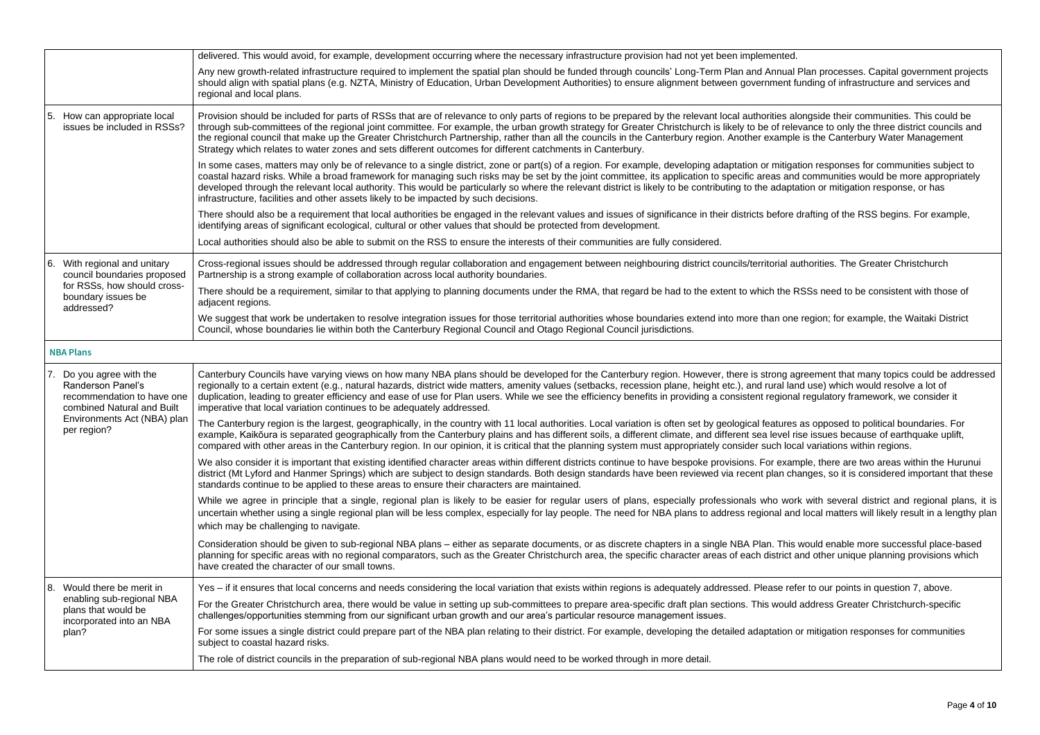| | |
|---|---|
| | delivered. This would avoid, for example, development occurring where the necessary infrastructure provision had not yet been implemented.<br><br>Any new growth-related infrastructure required to implement the spatial plan should be funded through councils' Long-Term Plan and Annual Plan processes. Capital government projects should align with spatial plans (e.g. NZTA, Ministry of Education, Urban Development Authorities) to ensure alignment between government funding of infrastructure and services and regional and local plans. |
| 5. How can appropriate local issues be included in RSSs? | Provision should be included for parts of RSSs that are of relevance to only parts of regions to be prepared by the relevant local authorities alongside their communities. This could be through sub-committees of the regional joint committee. For example, the urban growth strategy for Greater Christchurch is likely to be of relevance to only the three district councils and the regional council that make up the Greater Christchurch Partnership, rather than all the councils in the Canterbury region. Another example is the Canterbury Water Management Strategy which relates to water zones and sets different outcomes for different catchments in Canterbury.<br><br>In some cases, matters may only be of relevance to a single district, zone or part(s) of a region. For example, developing adaptation or mitigation responses for communities subject to coastal hazard risks. While a broad framework for managing such risks may be set by the joint committee, its application to specific areas and communities would be more appropriately developed through the relevant local authority. This would be particularly so where the relevant district is likely to be contributing to the adaptation or mitigation response, or has infrastructure, facilities and other assets likely to be impacted by such decisions.<br><br>There should also be a requirement that local authorities be engaged in the relevant values and issues of significance in their districts before drafting of the RSS begins. For example, identifying areas of significant ecological, cultural or other values that should be protected from development.<br><br>Local authorities should also be able to submit on the RSS to ensure the interests of their communities are fully considered. |
| 6. With regional and unitary council boundaries proposed for RSSs, how should cross-boundary issues be addressed? | Cross-regional issues should be addressed through regular collaboration and engagement between neighbouring district councils/territorial authorities. The Greater Christchurch Partnership is a strong example of collaboration across local authority boundaries.<br><br>There should be a requirement, similar to that applying to planning documents under the RMA, that regard be had to the extent to which the RSSs need to be consistent with those of adjacent regions.<br><br>We suggest that work be undertaken to resolve integration issues for those territorial authorities whose boundaries extend into more than one region; for example, the Waitaki District Council, whose boundaries lie within both the Canterbury Regional Council and Otago Regional Council jurisdictions. |
| **NBA Plans** | |
| 7. Do you agree with the Randerson Panel's recommendation to have one combined Natural and Built Environments Act (NBA) plan per region? | Canterbury Councils have varying views on how many NBA plans should be developed for the Canterbury region. However, there is strong agreement that many topics could be addressed regionally to a certain extent (e.g., natural hazards, district wide matters, amenity values (setbacks, recession plane, height etc.), and rural land use) which would resolve a lot of duplication, leading to greater efficiency and ease of use for Plan users. While we see the efficiency benefits in providing a consistent regional regulatory framework, we consider it imperative that local variation continues to be adequately addressed.<br><br>The Canterbury region is the largest, geographically, in the country with 11 local authorities. Local variation is often set by geological features as opposed to political boundaries. For example, Kaikōura is separated geographically from the Canterbury plains and has different soils, a different climate, and different sea level rise issues because of earthquake uplift, compared with other areas in the Canterbury region. In our opinion, it is critical that the planning system must appropriately consider such local variations within regions.<br><br>We also consider it is important that existing identified character areas within different districts continue to have bespoke provisions. For example, there are two areas within the Hurunui district (Mt Lyford and Hanmer Springs) which are subject to design standards. Both design standards have been reviewed via recent plan changes, so it is considered important that these standards continue to be applied to these areas to ensure their characters are maintained.<br><br>While we agree in principle that a single, regional plan is likely to be easier for regular users of plans, especially professionals who work with several district and regional plans, it is uncertain whether using a single regional plan will be less complex, especially for lay people. The need for NBA plans to address regional and local matters will likely result in a lengthy plan which may be challenging to navigate.<br><br>Consideration should be given to sub-regional NBA plans – either as separate documents, or as discrete chapters in a single NBA Plan. This would enable more successful place-based planning for specific areas with no regional comparators, such as the Greater Christchurch area, the specific character areas of each district and other unique planning provisions which have created the character of our small towns. |
| 8. Would there be merit in enabling sub-regional NBA plans that would be incorporated into an NBA plan? | Yes – if it ensures that local concerns and needs considering the local variation that exists within regions is adequately addressed. Please refer to our points in question 7, above.<br><br>For the Greater Christchurch area, there would be value in setting up sub-committees to prepare area-specific draft plan sections. This would address Greater Christchurch-specific challenges/opportunities stemming from our significant urban growth and our area's particular resource management issues.<br><br>For some issues a single district could prepare part of the NBA plan relating to their district. For example, developing the detailed adaptation or mitigation responses for communities subject to coastal hazard risks.<br><br>The role of district councils in the preparation of sub-regional NBA plans would need to be worked through in more detail. |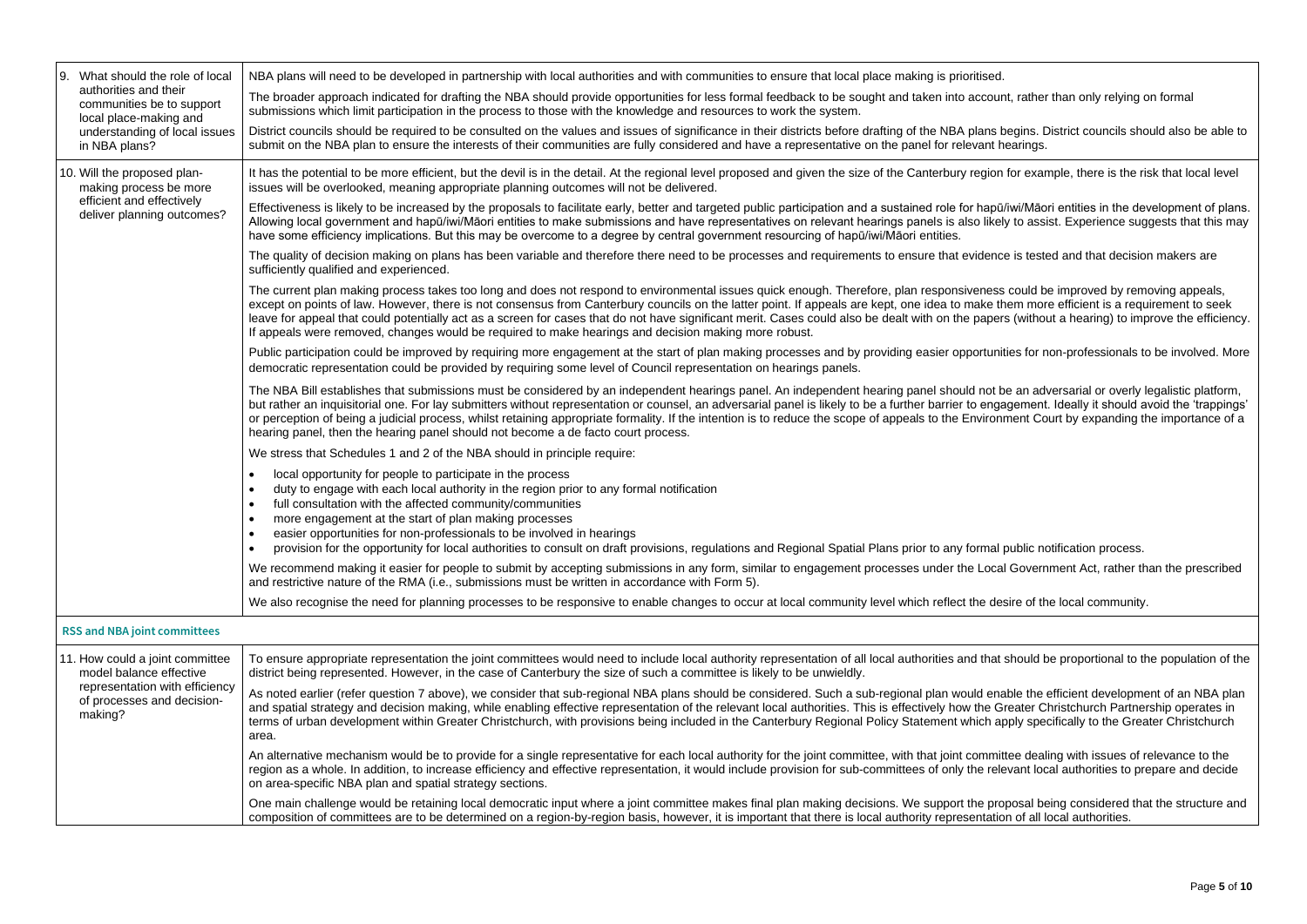| | |
|---|---|
| 9. What should the role of local authorities and their communities be to support local place-making and understanding of local issues in NBA plans? | NBA plans will need to be developed in partnership with local authorities and with communities to ensure that local place making is prioritised.<br><br>The broader approach indicated for drafting the NBA should provide opportunities for less formal feedback to be sought and taken into account, rather than only relying on formal submissions which limit participation in the process to those with the knowledge and resources to work the system.<br><br>District councils should be required to be consulted on the values and issues of significance in their districts before drafting of the NBA plans begins. District councils should also be able to submit on the NBA plan to ensure the interests of their communities are fully considered and have a representative on the panel for relevant hearings. |
| 10. Will the proposed plan-making process be more efficient and effectively deliver planning outcomes? | It has the potential to be more efficient, but the devil is in the detail. At the regional level proposed and given the size of the Canterbury region for example, there is the risk that local level issues will be overlooked, meaning appropriate planning outcomes will not be delivered.<br><br>Effectiveness is likely to be increased by the proposals to facilitate early, better and targeted public participation and a sustained role for hapū/iwi/Māori entities in the development of plans. Allowing local government and hapū/iwi/Māori entities to make submissions and have representatives on relevant hearings panels is also likely to assist. Experience suggests that this may have some efficiency implications. But this may be overcome to a degree by central government resourcing of hapū/iwi/Māori entities.<br><br>The quality of decision making on plans has been variable and therefore there need to be processes and requirements to ensure that evidence is tested and that decision makers are sufficiently qualified and experienced.<br><br>The current plan making process takes too long and does not respond to environmental issues quick enough. Therefore, plan responsiveness could be improved by removing appeals, except on points of law. However, there is not consensus from Canterbury councils on the latter point. If appeals are kept, one idea to make them more efficient is a requirement to seek leave for appeal that could potentially act as a screen for cases that do not have significant merit. Cases could also be dealt with on the papers (without a hearing) to improve the efficiency. If appeals were removed, changes would be required to make hearings and decision making more robust.<br><br>Public participation could be improved by requiring more engagement at the start of plan making processes and by providing easier opportunities for non-professionals to be involved. More democratic representation could be provided by requiring some level of Council representation on hearings panels.<br><br>The NBA Bill establishes that submissions must be considered by an independent hearings panel. An independent hearing panel should not be an adversarial or overly legalistic platform, but rather an inquisitorial one. For lay submitters without representation or counsel, an adversarial panel is likely to be a further barrier to engagement. Ideally it should avoid the 'trappings' or perception of being a judicial process, whilst retaining appropriate formality. If the intention is to reduce the scope of appeals to the Environment Court by expanding the importance of a hearing panel, then the hearing panel should not become a de facto court process.<br><br>We stress that Schedules 1 and 2 of the NBA should in principle require:<br>• local opportunity for people to participate in the process<br>• duty to engage with each local authority in the region prior to any formal notification<br>• full consultation with the affected community/communities<br>• more engagement at the start of plan making processes<br>• easier opportunities for non-professionals to be involved in hearings<br>• provision for the opportunity for local authorities to consult on draft provisions, regulations and Regional Spatial Plans prior to any formal public notification process.<br><br>We recommend making it easier for people to submit by accepting submissions in any form, similar to engagement processes under the Local Government Act, rather than the prescribed and restrictive nature of the RMA (i.e., submissions must be written in accordance with Form 5).<br><br>We also recognise the need for planning processes to be responsive to enable changes to occur at local community level which reflect the desire of the local community. |
| **RSS and NBA joint committees** | |
| 11. How could a joint committee model balance effective representation with efficiency of processes and decision-making? | To ensure appropriate representation the joint committees would need to include local authority representation of all local authorities and that should be proportional to the population of the district being represented. However, in the case of Canterbury the size of such a committee is likely to be unwieldly.<br><br>As noted earlier (refer question 7 above), we consider that sub-regional NBA plans should be considered. Such a sub-regional plan would enable the efficient development of an NBA plan and spatial strategy and decision making, while enabling effective representation of the relevant local authorities. This is effectively how the Greater Christchurch Partnership operates in terms of urban development within Greater Christchurch, with provisions being included in the Canterbury Regional Policy Statement which apply specifically to the Greater Christchurch area.<br><br>An alternative mechanism would be to provide for a single representative for each local authority for the joint committee, with that joint committee dealing with issues of relevance to the region as a whole. In addition, to increase efficiency and effective representation, it would include provision for sub-committees of only the relevant local authorities to prepare and decide on area-specific NBA plan and spatial strategy sections.<br><br>One main challenge would be retaining local democratic input where a joint committee makes final plan making decisions. We support the proposal being considered that the structure and composition of committees are to be determined on a region-by-region basis, however, it is important that there is local authority representation of all local authorities. |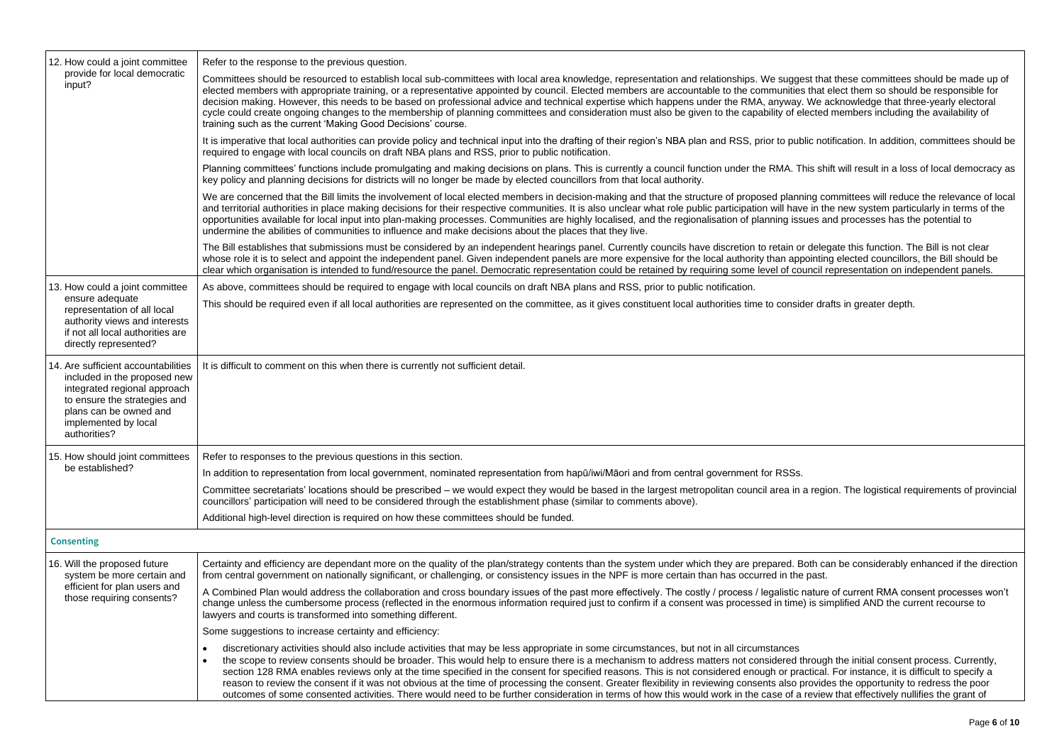| | |
|---|---|
| 12. How could a joint committee provide for local democratic input? | Refer to the response to the previous question.<br><br>Committees should be resourced to establish local sub-committees with local area knowledge, representation and relationships. We suggest that these committees should be made up of elected members with appropriate training, or a representative appointed by council. Elected members are accountable to the communities that elect them so should be responsible for decision making. However, this needs to be based on professional advice and technical expertise which happens under the RMA, anyway. We acknowledge that three-yearly electoral cycle could create ongoing changes to the membership of planning committees and consideration must also be given to the capability of elected members including the availability of training such as the current 'Making Good Decisions' course.<br><br>It is imperative that local authorities can provide policy and technical input into the drafting of their region's NBA plan and RSS, prior to public notification. In addition, committees should be required to engage with local councils on draft NBA plans and RSS, prior to public notification.<br><br>Planning committees' functions include promulgating and making decisions on plans. This is currently a council function under the RMA. This shift will result in a loss of local democracy as key policy and planning decisions for districts will no longer be made by elected councillors from that local authority.<br><br>We are concerned that the Bill limits the involvement of local elected members in decision-making and that the structure of proposed planning committees will reduce the relevance of local and territorial authorities in place making decisions for their respective communities. It is also unclear what role public participation will have in the new system particularly in terms of the opportunities available for local input into plan-making processes. Communities are highly localised, and the regionalisation of planning issues and processes has the potential to undermine the abilities of communities to influence and make decisions about the places that they live.<br><br>The Bill establishes that submissions must be considered by an independent hearings panel. Currently councils have discretion to retain or delegate this function. The Bill is not clear whose role it is to select and appoint the independent panel. Given independent panels are more expensive for the local authority than appointing elected councillors, the Bill should be clear which organisation is intended to fund/resource the panel. Democratic representation could be retained by requiring some level of council representation on independent panels. |
| 13. How could a joint committee ensure adequate representation of all local authority views and interests if not all local authorities are directly represented? | As above, committees should be required to engage with local councils on draft NBA plans and RSS, prior to public notification.<br><br>This should be required even if all local authorities are represented on the committee, as it gives constituent local authorities time to consider drafts in greater depth. |
| 14. Are sufficient accountabilities included in the proposed new integrated regional approach to ensure the strategies and plans can be owned and implemented by local authorities? | It is difficult to comment on this when there is currently not sufficient detail. |
| 15. How should joint committees be established? | Refer to responses to the previous questions in this section.<br><br>In addition to representation from local government, nominated representation from hapū/iwi/Māori and from central government for RSSs.<br><br>Committee secretariats' locations should be prescribed – we would expect they would be based in the largest metropolitan council area in a region. The logistical requirements of provincial councillors' participation will need to be considered through the establishment phase (similar to comments above).<br><br>Additional high-level direction is required on how these committees should be funded. |
| **Consenting** | |
| 16. Will the proposed future system be more certain and efficient for plan users and those requiring consents? | Certainty and efficiency are dependant more on the quality of the plan/strategy contents than the system under which they are prepared. Both can be considerably enhanced if the direction from central government on nationally significant, or challenging, or consistency issues in the NPF is more certain than has occurred in the past.<br><br>A Combined Plan would address the collaboration and cross boundary issues of the past more effectively. The costly / process / legalistic nature of current RMA consent processes won't change unless the cumbersome process (reflected in the enormous information required just to confirm if a consent was processed in time) is simplified AND the current recourse to lawyers and courts is transformed into something different.<br><br>Some suggestions to increase certainty and efficiency:<br><br>• discretionary activities should also include activities that may be less appropriate in some circumstances, but not in all circumstances<br>• the scope to review consents should be broader. This would help to ensure there is a mechanism to address matters not considered through the initial consent process. Currently, section 128 RMA enables reviews only at the time specified in the consent for specified reasons. This is not considered enough or practical. For instance, it is difficult to specify a reason to review the consent if it was not obvious at the time of processing the consent. Greater flexibility in reviewing consents also provides the opportunity to redress the poor outcomes of some consented activities. There would need to be further consideration in terms of how this would work in the case of a review that effectively nullifies the grant of |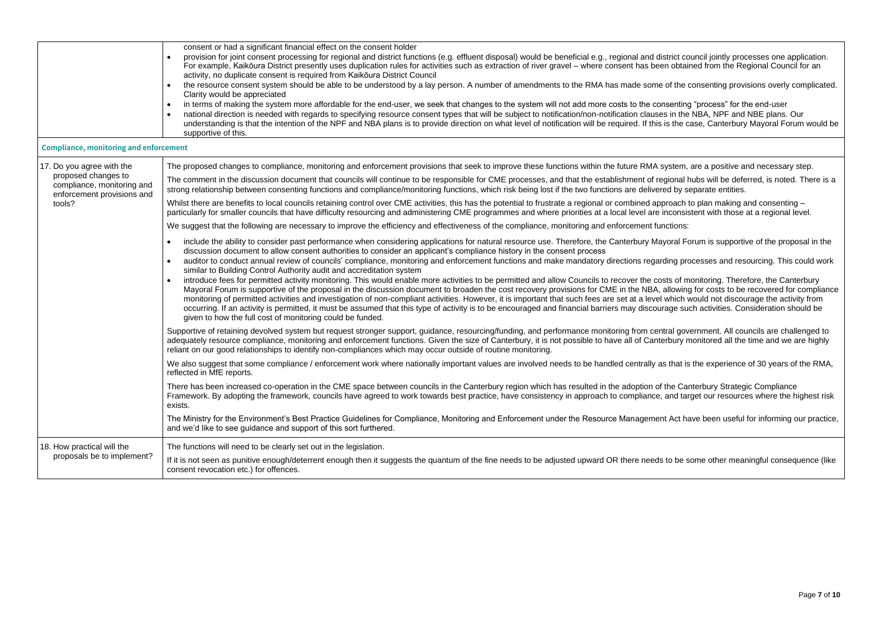| | |
|---|---|
| | consent or had a significant financial effect on the consent holder<br>• provision for joint consent processing for regional and district functions (e.g. effluent disposal) would be beneficial e.g., regional and district council jointly processes one application. For example, Kaikōura District presently uses duplication rules for activities such as extraction of river gravel – where consent has been obtained from the Regional Council for an activity, no duplicate consent is required from Kaikōura District Council<br>• the resource consent system should be able to be understood by a lay person. A number of amendments to the RMA has made some of the consenting provisions overly complicated. Clarity would be appreciated<br>• in terms of making the system more affordable for the end-user, we seek that changes to the system will not add more costs to the consenting "process" for the end-user<br>• national direction is needed with regards to specifying resource consent types that will be subject to notification/non-notification clauses in the NBA, NPF and NBE plans. Our understanding is that the intention of the NPF and NBA plans is to provide direction on what level of notification will be required. If this is the case, Canterbury Mayoral Forum would be supportive of this. |
| **Compliance, monitoring and enforcement** | |
| 17. Do you agree with the proposed changes to compliance, monitoring and enforcement provisions and tools? | The proposed changes to compliance, monitoring and enforcement provisions that seek to improve these functions within the future RMA system, are a positive and necessary step.<br><br>The comment in the discussion document that councils will continue to be responsible for CME processes, and that the establishment of regional hubs will be deferred, is noted. There is a strong relationship between consenting functions and compliance/monitoring functions, which risk being lost if the two functions are delivered by separate entities.<br><br>Whilst there are benefits to local councils retaining control over CME activities, this has the potential to frustrate a regional or combined approach to plan making and consenting – particularly for smaller councils that have difficulty resourcing and administering CME programmes and where priorities at a local level are inconsistent with those at a regional level.<br><br>We suggest that the following are necessary to improve the efficiency and effectiveness of the compliance, monitoring and enforcement functions:<br><br>• include the ability to consider past performance when considering applications for natural resource use. Therefore, the Canterbury Mayoral Forum is supportive of the proposal in the discussion document to allow consent authorities to consider an applicant's compliance history in the consent process<br>• auditor to conduct annual review of councils' compliance, monitoring and enforcement functions and make mandatory directions regarding processes and resourcing. This could work similar to Building Control Authority audit and accreditation system<br>• introduce fees for permitted activity monitoring. This would enable more activities to be permitted and allow Councils to recover the costs of monitoring. Therefore, the Canterbury Mayoral Forum is supportive of the proposal in the discussion document to broaden the cost recovery provisions for CME in the NBA, allowing for costs to be recovered for compliance monitoring of permitted activities and investigation of non-compliant activities. However, it is important that such fees are set at a level which would not discourage the activity from occurring. If an activity is permitted, it must be assumed that this type of activity is to be encouraged and financial barriers may discourage such activities. Consideration should be given to how the full cost of monitoring could be funded.<br><br>Supportive of retaining devolved system but request stronger support, guidance, resourcing/funding, and performance monitoring from central government. All councils are challenged to adequately resource compliance, monitoring and enforcement functions. Given the size of Canterbury, it is not possible to have all of Canterbury monitored all the time and we are highly reliant on our good relationships to identify non-compliances which may occur outside of routine monitoring.<br><br>We also suggest that some compliance / enforcement work where nationally important values are involved needs to be handled centrally as that is the experience of 30 years of the RMA, reflected in MfE reports.<br><br>There has been increased co-operation in the CME space between councils in the Canterbury region which has resulted in the adoption of the Canterbury Strategic Compliance Framework. By adopting the framework, councils have agreed to work towards best practice, have consistency in approach to compliance, and target our resources where the highest risk exists.<br><br>The Ministry for the Environment's Best Practice Guidelines for Compliance, Monitoring and Enforcement under the Resource Management Act have been useful for informing our practice, and we'd like to see guidance and support of this sort furthered. |
| 18. How practical will the proposals be to implement? | The functions will need to be clearly set out in the legislation.<br><br>If it is not seen as punitive enough/deterrent enough then it suggests the quantum of the fine needs to be adjusted upward OR there needs to be some other meaningful consequence (like consent revocation etc.) for offences. |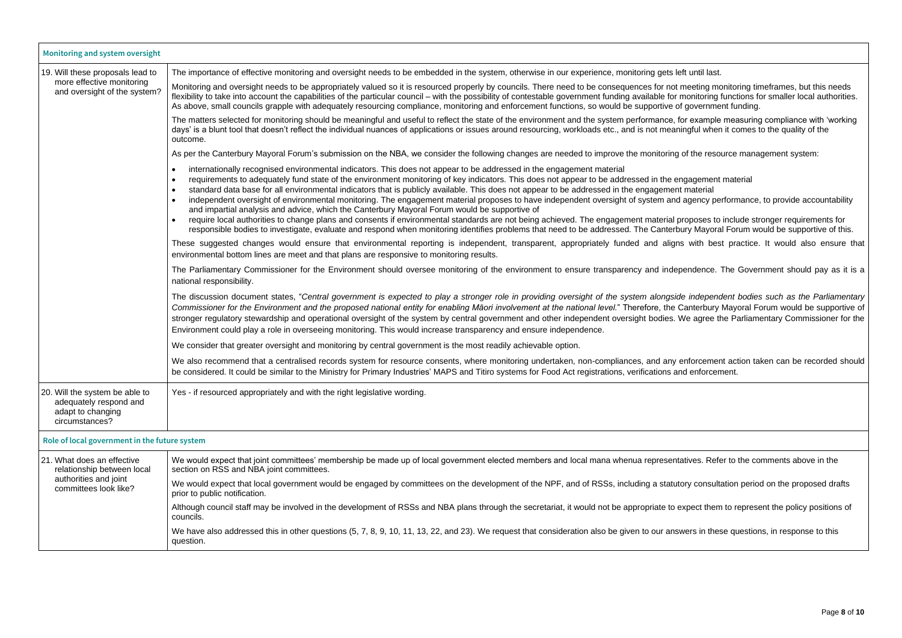| Monitoring and system oversight | |
|---|---|
| 19. Will these proposals lead to more effective monitoring and oversight of the system? | The importance of effective monitoring and oversight needs to be embedded in the system, otherwise in our experience, monitoring gets left until last.<br><br>Monitoring and oversight needs to be appropriately valued so it is resourced properly by councils. There need to be consequences for not meeting monitoring timeframes, but this needs flexibility to take into account the capabilities of the particular council – with the possibility of contestable government funding available for monitoring functions for smaller local authorities. As above, small councils grapple with adequately resourcing compliance, monitoring and enforcement functions, so would be supportive of government funding.<br><br>The matters selected for monitoring should be meaningful and useful to reflect the state of the environment and the system performance, for example measuring compliance with 'working days' is a blunt tool that doesn't reflect the individual nuances of applications or issues around resourcing, workloads etc., and is not meaningful when it comes to the quality of the outcome.<br><br>As per the Canterbury Mayoral Forum's submission on the NBA, we consider the following changes are needed to improve the monitoring of the resource management system:<br><br>• internationally recognised environmental indicators. This does not appear to be addressed in the engagement material<br>• requirements to adequately fund state of the environment monitoring of key indicators. This does not appear to be addressed in the engagement material<br>• standard data base for all environmental indicators that is publicly available. This does not appear to be addressed in the engagement material<br>• independent oversight of environmental monitoring. The engagement material proposes to have independent oversight of system and agency performance, to provide accountability and impartial analysis and advice, which the Canterbury Mayoral Forum would be supportive of<br>• require local authorities to change plans and consents if environmental standards are not being achieved. The engagement material proposes to include stronger requirements for responsible bodies to investigate, evaluate and respond when monitoring identifies problems that need to be addressed. The Canterbury Mayoral Forum would be supportive of this.<br><br>These suggested changes would ensure that environmental reporting is independent, transparent, appropriately funded and aligns with best practice. It would also ensure that environmental bottom lines are meet and that plans are responsive to monitoring results.<br><br>The Parliamentary Commissioner for the Environment should oversee monitoring of the environment to ensure transparency and independence. The Government should pay as it is a national responsibility.<br><br>The discussion document states, "*Central government is expected to play a stronger role in providing oversight of the system alongside independent bodies such as the Parliamentary Commissioner for the Environment and the proposed national entity for enabling Māori involvement at the national level.*" Therefore, the Canterbury Mayoral Forum would be supportive of stronger regulatory stewardship and operational oversight of the system by central government and other independent oversight bodies. We agree the Parliamentary Commissioner for the Environment could play a role in overseeing monitoring. This would increase transparency and ensure independence.<br><br>We consider that greater oversight and monitoring by central government is the most readily achievable option.<br><br>We also recommend that a centralised records system for resource consents, where monitoring undertaken, non-compliances, and any enforcement action taken can be recorded should be considered. It could be similar to the Ministry for Primary Industries' MAPS and Titiro systems for Food Act registrations, verifications and enforcement. |
| 20. Will the system be able to adequately respond and adapt to changing circumstances? | Yes - if resourced appropriately and with the right legislative wording. |
| **Role of local government in the future system** | |
| 21. What does an effective relationship between local authorities and joint committees look like? | We would expect that joint committees' membership be made up of local government elected members and local mana whenua representatives. Refer to the comments above in the section on RSS and NBA joint committees.<br><br>We would expect that local government would be engaged by committees on the development of the NPF, and of RSSs, including a statutory consultation period on the proposed drafts prior to public notification.<br><br>Although council staff may be involved in the development of RSSs and NBA plans through the secretariat, it would not be appropriate to expect them to represent the policy positions of councils.<br><br>We have also addressed this in other questions (5, 7, 8, 9, 10, 11, 13, 22, and 23). We request that consideration also be given to our answers in these questions, in response to this question. |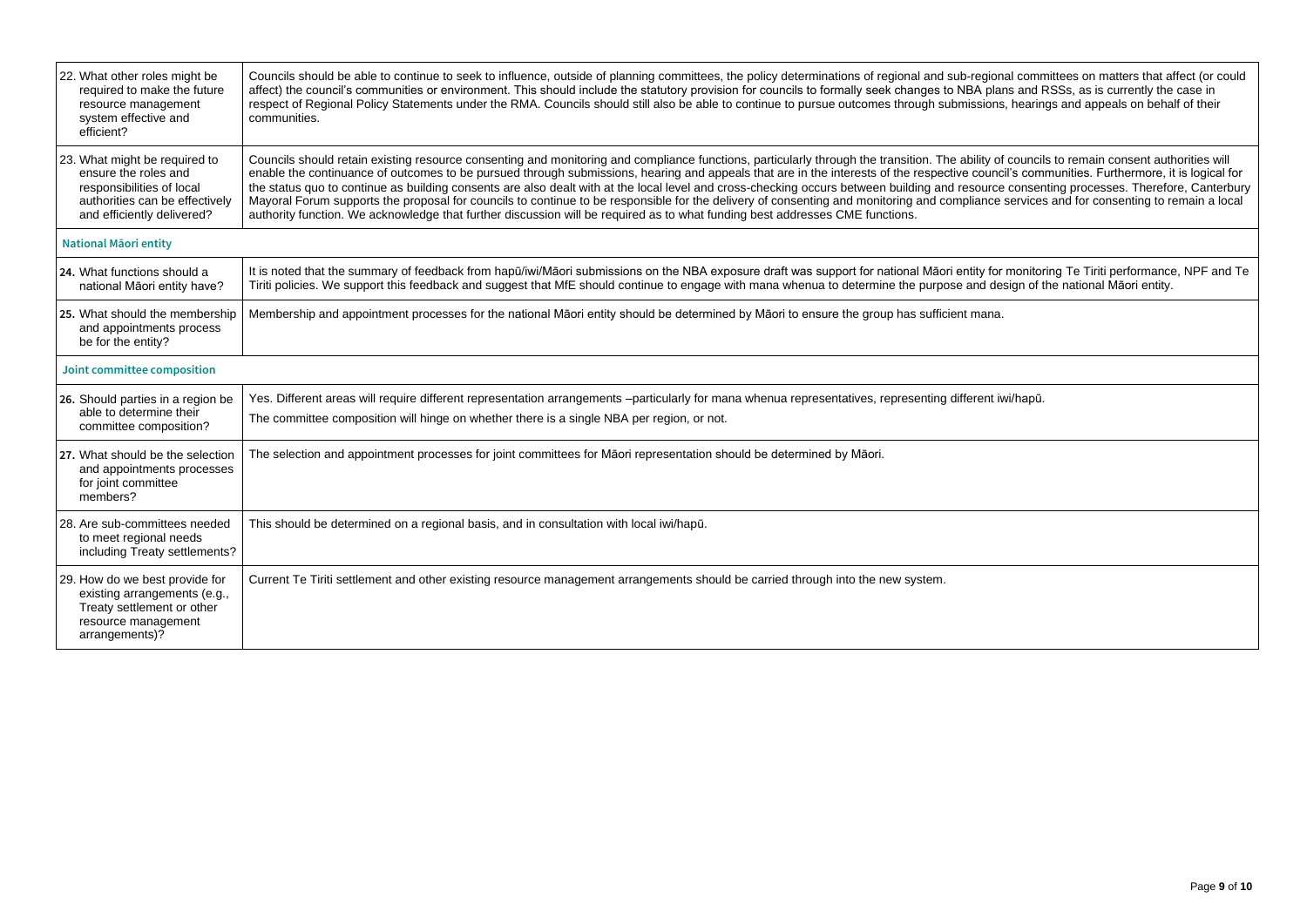| | |
|---|---|
| 22. What other roles might be required to make the future resource management system effective and efficient? | Councils should be able to continue to seek to influence, outside of planning committees, the policy determinations of regional and sub-regional committees on matters that affect (or could affect) the council's communities or environment. This should include the statutory provision for councils to formally seek changes to NBA plans and RSSs, as is currently the case in respect of Regional Policy Statements under the RMA. Councils should still also be able to continue to pursue outcomes through submissions, hearings and appeals on behalf of their communities. |
| 23. What might be required to ensure the roles and responsibilities of local authorities can be effectively and efficiently delivered? | Councils should retain existing resource consenting and monitoring and compliance functions, particularly through the transition. The ability of councils to remain consent authorities will enable the continuance of outcomes to be pursued through submissions, hearing and appeals that are in the interests of the respective council's communities. Furthermore, it is logical for the status quo to continue as building consents are also dealt with at the local level and cross-checking occurs between building and resource consenting processes. Therefore, Canterbury Mayoral Forum supports the proposal for councils to continue to be responsible for the delivery of consenting and monitoring and compliance services and for consenting to remain a local authority function. We acknowledge that further discussion will be required as to what funding best addresses CME functions. |
| **National Māori entity** | |
| **24.** What functions should a national Māori entity have? | It is noted that the summary of feedback from hapū/iwi/Māori submissions on the NBA exposure draft was support for national Māori entity for monitoring Te Tiriti performance, NPF and Te Tiriti policies. We support this feedback and suggest that MfE should continue to engage with mana whenua to determine the purpose and design of the national Māori entity. |
| **25.** What should the membership and appointments process be for the entity? | Membership and appointment processes for the national Māori entity should be determined by Māori to ensure the group has sufficient mana. |
| **Joint committee composition** | |
| **26.** Should parties in a region be able to determine their committee composition? | Yes. Different areas will require different representation arrangements –particularly for mana whenua representatives, representing different iwi/hapū.<br><br>The committee composition will hinge on whether there is a single NBA per region, or not. |
| **27.** What should be the selection and appointments processes for joint committee members? | The selection and appointment processes for joint committees for Māori representation should be determined by Māori. |
| 28. Are sub-committees needed to meet regional needs including Treaty settlements? | This should be determined on a regional basis, and in consultation with local iwi/hapū. |
| 29. How do we best provide for existing arrangements (e.g., Treaty settlement or other resource management arrangements)? | Current Te Tiriti settlement and other existing resource management arrangements should be carried through into the new system. |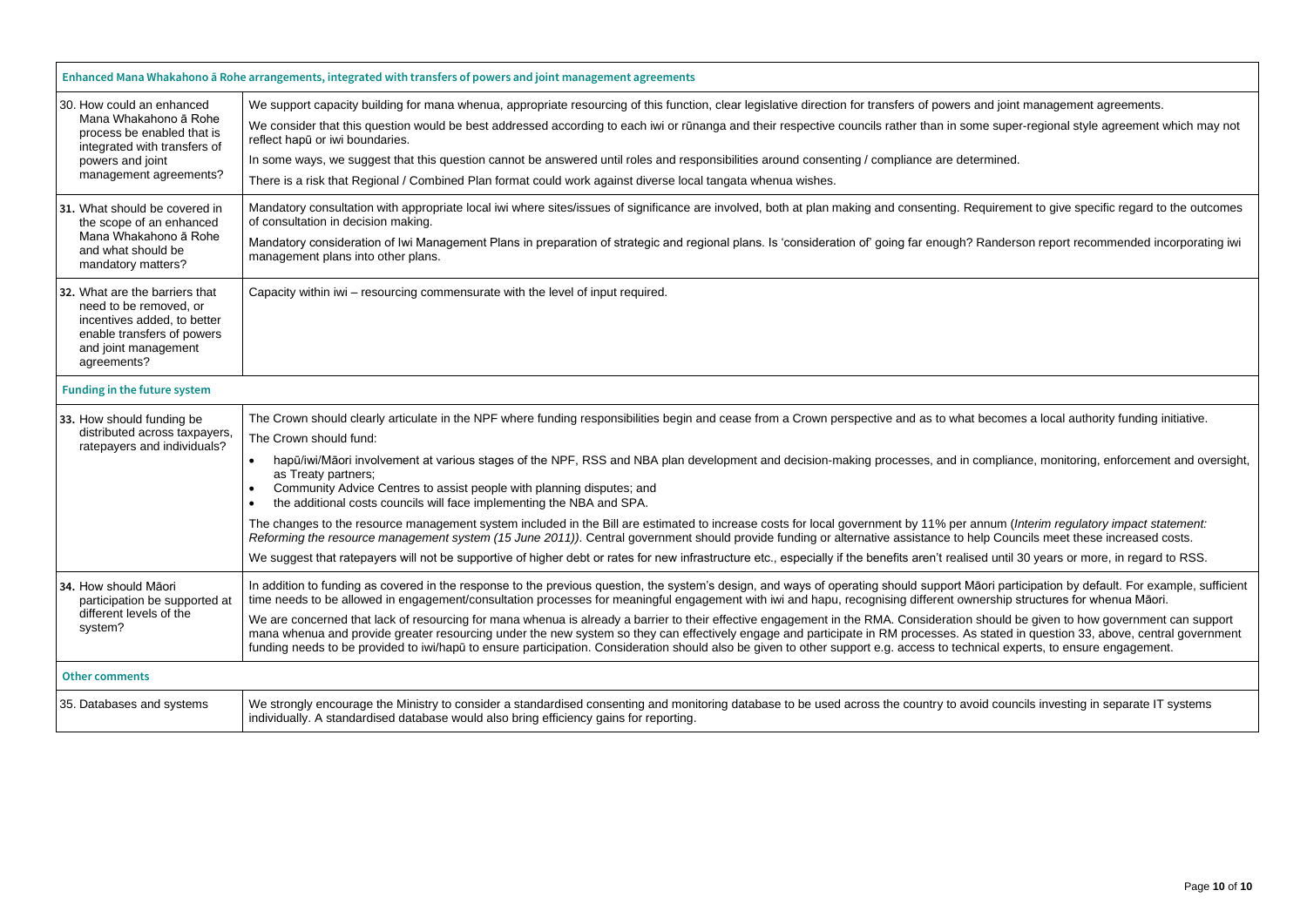| | |
|---|---|
| **Enhanced Mana Whakahono ā Rohe arrangements, integrated with transfers of powers and joint management agreements** | |
| 30. How could an enhanced Mana Whakahono ā Rohe process be enabled that is integrated with transfers of powers and joint management agreements? | We support capacity building for mana whenua, appropriate resourcing of this function, clear legislative direction for transfers of powers and joint management agreements.<br><br>We consider that this question would be best addressed according to each iwi or rūnanga and their respective councils rather than in some super-regional style agreement which may not reflect hapū or iwi boundaries.<br><br>In some ways, we suggest that this question cannot be answered until roles and responsibilities around consenting / compliance are determined.<br><br>There is a risk that Regional / Combined Plan format could work against diverse local tangata whenua wishes. |
| **31.** What should be covered in the scope of an enhanced Mana Whakahono ā Rohe and what should be mandatory matters? | Mandatory consultation with appropriate local iwi where sites/issues of significance are involved, both at plan making and consenting. Requirement to give specific regard to the outcomes of consultation in decision making.<br><br>Mandatory consideration of Iwi Management Plans in preparation of strategic and regional plans. Is 'consideration of' going far enough? Randerson report recommended incorporating iwi management plans into other plans. |
| **32.** What are the barriers that need to be removed, or incentives added, to better enable transfers of powers and joint management agreements? | Capacity within iwi – resourcing commensurate with the level of input required. |
| **Funding in the future system** | |
| **33.** How should funding be distributed across taxpayers, ratepayers and individuals? | The Crown should clearly articulate in the NPF where funding responsibilities begin and cease from a Crown perspective and as to what becomes a local authority funding initiative.<br><br>The Crown should fund:<br><br>• hapū/iwi/Māori involvement at various stages of the NPF, RSS and NBA plan development and decision-making processes, and in compliance, monitoring, enforcement and oversight, as Treaty partners;<br>• Community Advice Centres to assist people with planning disputes; and<br>• the additional costs councils will face implementing the NBA and SPA.<br><br>The changes to the resource management system included in the Bill are estimated to increase costs for local government by 11% per annum (*Interim regulatory impact statement: Reforming the resource management system (15 June 2011))*. Central government should provide funding or alternative assistance to help Councils meet these increased costs.<br><br>We suggest that ratepayers will not be supportive of higher debt or rates for new infrastructure etc., especially if the benefits aren't realised until 30 years or more, in regard to RSS. |
| **34.** How should Māori participation be supported at different levels of the system? | In addition to funding as covered in the response to the previous question, the system's design, and ways of operating should support Māori participation by default. For example, sufficient time needs to be allowed in engagement/consultation processes for meaningful engagement with iwi and hapu, recognising different ownership structures for whenua Māori.<br><br>We are concerned that lack of resourcing for mana whenua is already a barrier to their effective engagement in the RMA. Consideration should be given to how government can support mana whenua and provide greater resourcing under the new system so they can effectively engage and participate in RM processes. As stated in question 33, above, central government funding needs to be provided to iwi/hapū to ensure participation. Consideration should also be given to other support e.g. access to technical experts, to ensure engagement. |
| **Other comments** | |
| 35. Databases and systems | We strongly encourage the Ministry to consider a standardised consenting and monitoring database to be used across the country to avoid councils investing in separate IT systems individually. A standardised database would also bring efficiency gains for reporting. |